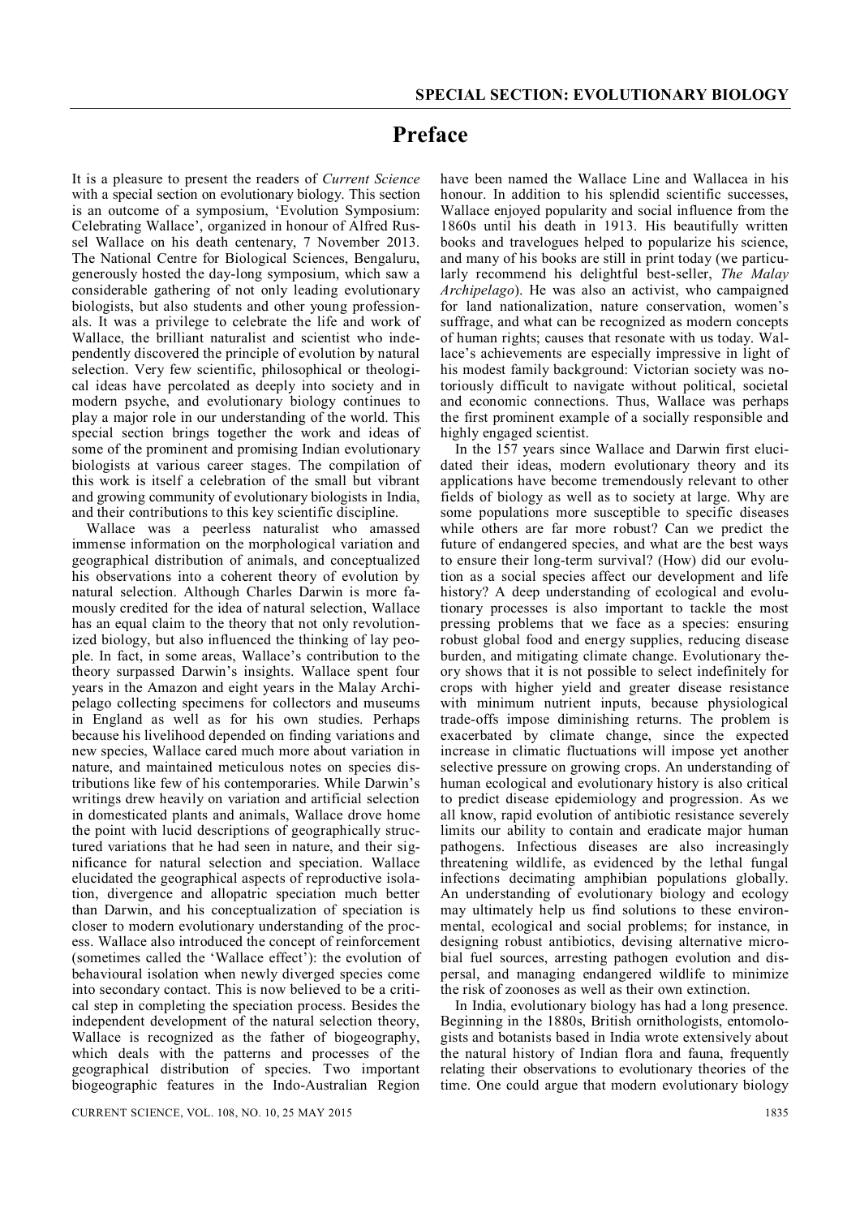# Preface

It is a pleasure to present the readers of *Current Science* with a special section on evolutionary biology. This section is an outcome of a symposium, 'Evolution Symposium: Celebrating Wallace', organized in honour of Alfred Russel Wallace on his death centenary, 7 November 2013. The National Centre for Biological Sciences, Bengaluru, generously hosted the day-long symposium, which saw a considerable gathering of not only leading evolutionary biologists, but also students and other young professionals. It was a privilege to celebrate the life and work of Wallace, the brilliant naturalist and scientist who independently discovered the principle of evolution by natural selection. Very few scientific, philosophical or theological ideas have percolated as deeply into society and in modern psyche, and evolutionary biology continues to play a major role in our understanding of the world. This special section brings together the work and ideas of some of the prominent and promising Indian evolutionary biologists at various career stages. The compilation of this work is itself a celebration of the small but vibrant and growing community of evolutionary biologists in India, and their contributions to this key scientific discipline.

Wallace was a peerless naturalist who amassed immense information on the morphological variation and geographical distribution of animals, and conceptualized his observations into a coherent theory of evolution by natural selection. Although Charles Darwin is more famously credited for the idea of natural selection, Wallace has an equal claim to the theory that not only revolutionized biology, but also influenced the thinking of lay people. In fact, in some areas, Wallace's contribution to the theory surpassed Darwin's insights. Wallace spent four years in the Amazon and eight years in the Malay Archipelago collecting specimens for collectors and museums in England as well as for his own studies. Perhaps because his livelihood depended on finding variations and new species, Wallace cared much more about variation in nature, and maintained meticulous notes on species distributions like few of his contemporaries. While Darwin's writings drew heavily on variation and artificial selection in domesticated plants and animals, Wallace drove home the point with lucid descriptions of geographically structured variations that he had seen in nature, and their significance for natural selection and speciation. Wallace elucidated the geographical aspects of reproductive isolation, divergence and allopatric speciation much better than Darwin, and his conceptualization of speciation is closer to modern evolutionary understanding of the process. Wallace also introduced the concept of reinforcement (sometimes called the 'Wallace effect'): the evolution of behavioural isolation when newly diverged species come into secondary contact. This is now believed to be a critical step in completing the speciation process. Besides the independent development of the natural selection theory, Wallace is recognized as the father of biogeography, which deals with the patterns and processes of the geographical distribution of species. Two important biogeographic features in the Indo-Australian Region have been named the Wallace Line and Wallacea in his honour. In addition to his splendid scientific successes, Wallace enjoyed popularity and social influence from the 1860s until his death in 1913. His beautifully written books and travelogues helped to popularize his science, and many of his books are still in print today (we particularly recommend his delightful best-seller, *The Malay Archipelago*). He was also an activist, who campaigned for land nationalization, nature conservation, women's suffrage, and what can be recognized as modern concepts of human rights; causes that resonate with us today. Wallace's achievements are especially impressive in light of his modest family background: Victorian society was notoriously difficult to navigate without political, societal and economic connections. Thus, Wallace was perhaps the first prominent example of a socially responsible and highly engaged scientist.

In the 157 years since Wallace and Darwin first elucidated their ideas, modern evolutionary theory and its applications have become tremendously relevant to other fields of biology as well as to society at large. Why are some populations more susceptible to specific diseases while others are far more robust? Can we predict the future of endangered species, and what are the best ways to ensure their long-term survival? (How) did our evolution as a social species affect our development and life history? A deep understanding of ecological and evolutionary processes is also important to tackle the most pressing problems that we face as a species: ensuring robust global food and energy supplies, reducing disease burden, and mitigating climate change. Evolutionary theory shows that it is not possible to select indefinitely for crops with higher yield and greater disease resistance with minimum nutrient inputs, because physiological trade-offs impose diminishing returns. The problem is exacerbated by climate change, since the expected increase in climatic fluctuations will impose yet another selective pressure on growing crops. An understanding of human ecological and evolutionary history is also critical to predict disease epidemiology and progression. As we all know, rapid evolution of antibiotic resistance severely limits our ability to contain and eradicate major human pathogens. Infectious diseases are also increasingly threatening wildlife, as evidenced by the lethal fungal infections decimating amphibian populations globally. An understanding of evolutionary biology and ecology may ultimately help us find solutions to these environmental, ecological and social problems; for instance, in designing robust antibiotics, devising alternative microbial fuel sources, arresting pathogen evolution and dispersal, and managing endangered wildlife to minimize the risk of zoonoses as well as their own extinction.

In India, evolutionary biology has had a long presence. Beginning in the 1880s, British ornithologists, entomologists and botanists based in India wrote extensively about the natural history of Indian flora and fauna, frequently relating their observations to evolutionary theories of the time. One could argue that modern evolutionary biology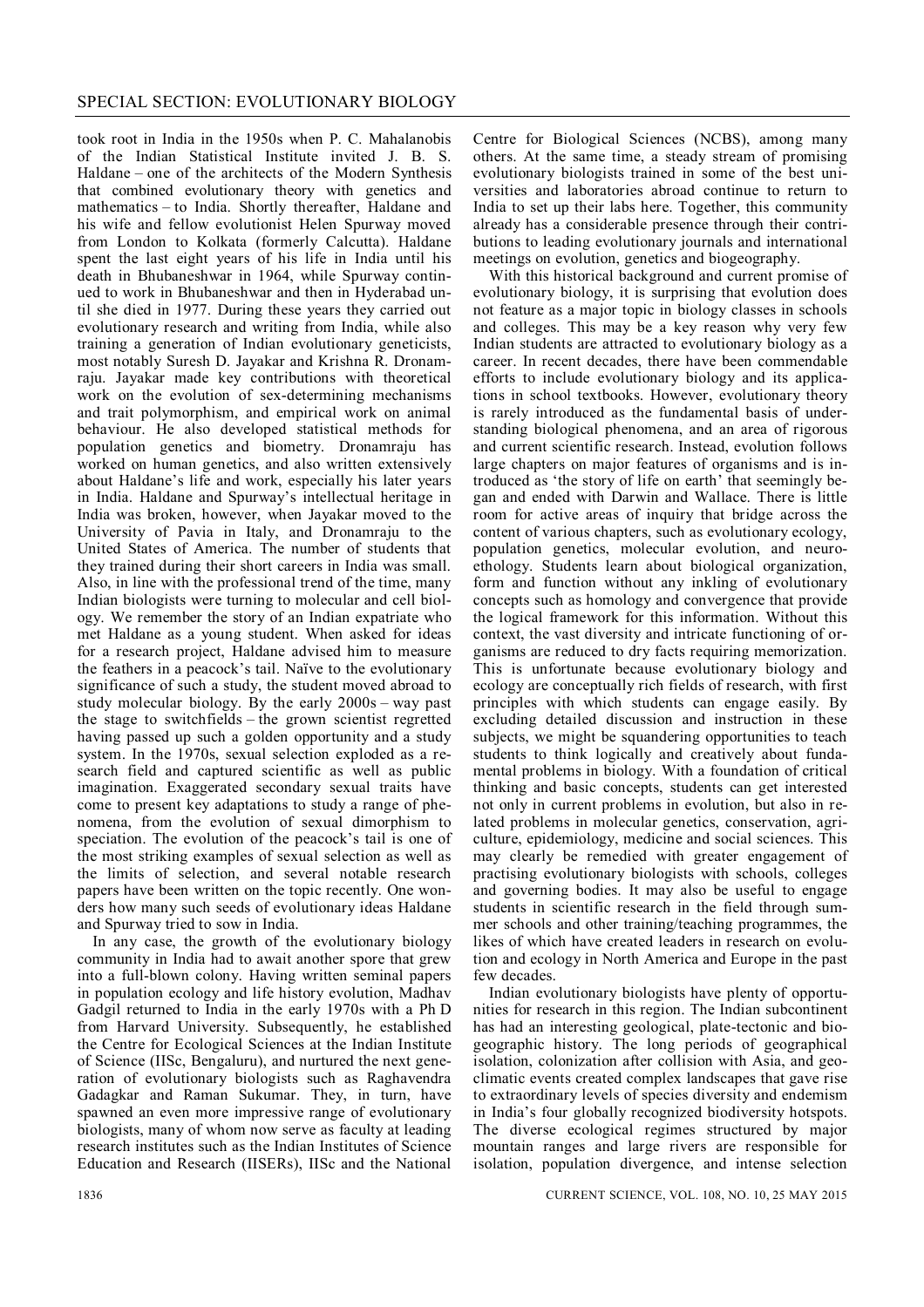took root in India in the 1950s when P. C. Mahalanobis of the Indian Statistical Institute invited J. B. S. Haldane – one of the architects of the Modern Synthesis that combined evolutionary theory with genetics and mathematics – to India. Shortly thereafter, Haldane and his wife and fellow evolutionist Helen Spurway moved from London to Kolkata (formerly Calcutta). Haldane spent the last eight years of his life in India until his death in Bhubaneshwar in 1964, while Spurway continued to work in Bhubaneshwar and then in Hyderabad until she died in 1977. During these years they carried out evolutionary research and writing from India, while also training a generation of Indian evolutionary geneticists, most notably Suresh D. Jayakar and Krishna R. Dronamraju. Jayakar made key contributions with theoretical work on the evolution of sex-determining mechanisms and trait polymorphism, and empirical work on animal behaviour. He also developed statistical methods for population genetics and biometry. Dronamraju has worked on human genetics, and also written extensively about Haldane's life and work, especially his later years in India. Haldane and Spurway's intellectual heritage in India was broken, however, when Jayakar moved to the University of Pavia in Italy, and Dronamraju to the United States of America. The number of students that they trained during their short careers in India was small. Also, in line with the professional trend of the time, many Indian biologists were turning to molecular and cell biology. We remember the story of an Indian expatriate who met Haldane as a young student. When asked for ideas for a research project, Haldane advised him to measure the feathers in a peacock's tail. Naïve to the evolutionary significance of such a study, the student moved abroad to study molecular biology. By the early 2000s – way past the stage to switchfields – the grown scientist regretted having passed up such a golden opportunity and a study system. In the 1970s, sexual selection exploded as a research field and captured scientific as well as public imagination. Exaggerated secondary sexual traits have come to present key adaptations to study a range of phenomena, from the evolution of sexual dimorphism to speciation. The evolution of the peacock's tail is one of the most striking examples of sexual selection as well as the limits of selection, and several notable research papers have been written on the topic recently. One wonders how many such seeds of evolutionary ideas Haldane and Spurway tried to sow in India.

In any case, the growth of the evolutionary biology community in India had to await another spore that grew into a full-blown colony. Having written seminal papers in population ecology and life history evolution, Madhav Gadgil returned to India in the early 1970s with a Ph D from Harvard University. Subsequently, he established the Centre for Ecological Sciences at the Indian Institute of Science (IISc, Bengaluru), and nurtured the next generation of evolutionary biologists such as Raghavendra Gadagkar and Raman Sukumar. They, in turn, have spawned an even more impressive range of evolutionary biologists, many of whom now serve as faculty at leading research institutes such as the Indian Institutes of Science Education and Research (IISERs), IISc and the National Centre for Biological Sciences (NCBS), among many others. At the same time, a steady stream of promising evolutionary biologists trained in some of the best universities and laboratories abroad continue to return to India to set up their labs here. Together, this community already has a considerable presence through their contributions to leading evolutionary journals and international meetings on evolution, genetics and biogeography.

With this historical background and current promise of evolutionary biology, it is surprising that evolution does not feature as a major topic in biology classes in schools and colleges. This may be a key reason why very few Indian students are attracted to evolutionary biology as a career. In recent decades, there have been commendable efforts to include evolutionary biology and its applications in school textbooks. However, evolutionary theory is rarely introduced as the fundamental basis of understanding biological phenomena, and an area of rigorous and current scientific research. Instead, evolution follows large chapters on major features of organisms and is introduced as 'the story of life on earth' that seemingly began and ended with Darwin and Wallace. There is little room for active areas of inquiry that bridge across the content of various chapters, such as evolutionary ecology, population genetics, molecular evolution, and neuroethology. Students learn about biological organization, form and function without any inkling of evolutionary concepts such as homology and convergence that provide the logical framework for this information. Without this context, the vast diversity and intricate functioning of organisms are reduced to dry facts requiring memorization. This is unfortunate because evolutionary biology and ecology are conceptually rich fields of research, with first principles with which students can engage easily. By excluding detailed discussion and instruction in these subjects, we might be squandering opportunities to teach students to think logically and creatively about fundamental problems in biology. With a foundation of critical thinking and basic concepts, students can get interested not only in current problems in evolution, but also in related problems in molecular genetics, conservation, agriculture, epidemiology, medicine and social sciences. This may clearly be remedied with greater engagement of practising evolutionary biologists with schools, colleges and governing bodies. It may also be useful to engage students in scientific research in the field through summer schools and other training/teaching programmes, the likes of which have created leaders in research on evolution and ecology in North America and Europe in the past few decades.

Indian evolutionary biologists have plenty of opportunities for research in this region. The Indian subcontinent has had an interesting geological, plate-tectonic and biogeographic history. The long periods of geographical isolation, colonization after collision with Asia, and geoclimatic events created complex landscapes that gave rise to extraordinary levels of species diversity and endemism in India's four globally recognized biodiversity hotspots. The diverse ecological regimes structured by major mountain ranges and large rivers are responsible for isolation, population divergence, and intense selection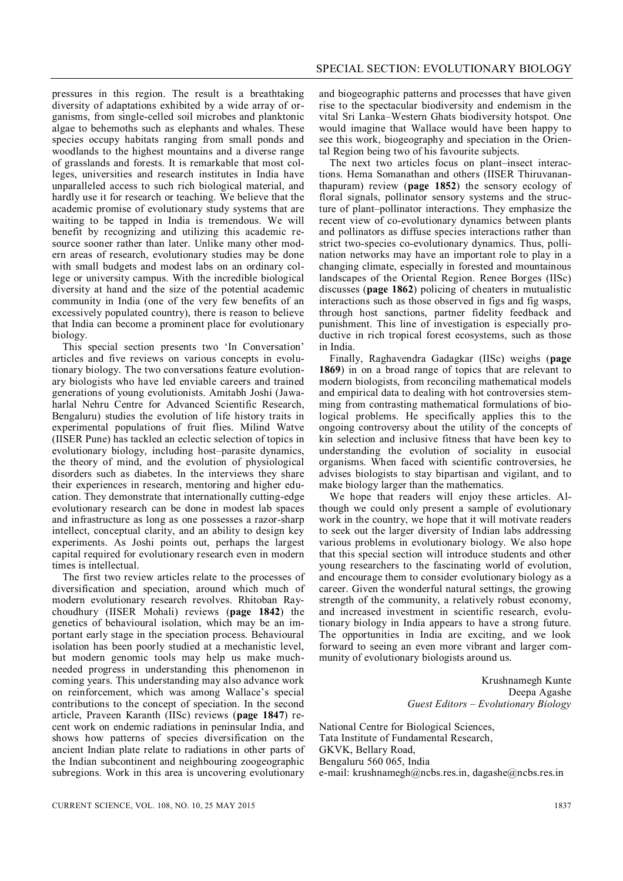pressures in this region. The result is a breathtaking diversity of adaptations exhibited by a wide array of organisms, from single-celled soil microbes and planktonic algae to behemoths such as elephants and whales. These species occupy habitats ranging from small ponds and woodlands to the highest mountains and a diverse range of grasslands and forests. It is remarkable that most colleges, universities and research institutes in India have unparalleled access to such rich biological material, and hardly use it for research or teaching. We believe that the academic promise of evolutionary study systems that are waiting to be tapped in India is tremendous. We will benefit by recognizing and utilizing this academic resource sooner rather than later. Unlike many other modern areas of research, evolutionary studies may be done with small budgets and modest labs on an ordinary college or university campus. With the incredible biological diversity at hand and the size of the potential academic community in India (one of the very few benefits of an excessively populated country), there is reason to believe that India can become a prominent place for evolutionary biology.

This special section presents two 'In Conversation' articles and five reviews on various concepts in evolutionary biology. The two conversations feature evolutionary biologists who have led enviable careers and trained generations of young evolutionists. Amitabh Joshi (Jawaharlal Nehru Centre for Advanced Scientific Research, Bengaluru) studies the evolution of life history traits in experimental populations of fruit flies. Milind Watve (IISER Pune) has tackled an eclectic selection of topics in evolutionary biology, including host–parasite dynamics, the theory of mind, and the evolution of physiological disorders such as diabetes. In the interviews they share their experiences in research, mentoring and higher education. They demonstrate that internationally cutting-edge evolutionary research can be done in modest lab spaces and infrastructure as long as one possesses a razor-sharp intellect, conceptual clarity, and an ability to design key experiments. As Joshi points out, perhaps the largest capital required for evolutionary research even in modern times is intellectual.

The first two review articles relate to the processes of diversification and speciation, around which much of modern evolutionary research revolves. Rhitoban Raychoudhury (IISER Mohali) reviews (**page 1842**) the genetics of behavioural isolation, which may be an important early stage in the speciation process. Behavioural isolation has been poorly studied at a mechanistic level, but modern genomic tools may help us make much-needed progress in understanding this phenomenon in coming years. This understanding may also advance work on reinforcement, which was among Wallace's special contributions to the concept of speciation. In the second article, Praveen Karanth (IISc) reviews (**page 1847**) recent work on endemic radiations in peninsular India, and shows how patterns of species diversification on the ancient Indian plate relate to radiations in other parts of the Indian subcontinent and neighbouring zoogeographic subregions. Work in this area is uncovering evolutionary and biogeographic patterns and processes that have given rise to the spectacular biodiversity and endemism in the vital Sri Lanka–Western Ghats biodiversity hotspot. One would imagine that Wallace would have been happy to see this work, biogeography and speciation in the Oriental Region being two of his favourite subjects.

The next two articles focus on plant–insect interactions. Hema Somanathan and others (IISER Thiruvananthapuram) review (**page 1852**) the sensory ecology of floral signals, pollinator sensory systems and the structure of plant–pollinator interactions. They emphasize the recent view of co-evolutionary dynamics between plants and pollinators as diffuse species interactions rather than strict two-species co-evolutionary dynamics. Thus, pollination networks may have an important role to play in a changing climate, especially in forested and mountainous landscapes of the Oriental Region. Renee Borges (IISc) discusses (**page 1862**) policing of cheaters in mutualistic interactions such as those observed in figs and fig wasps, through host sanctions, partner fidelity feedback and punishment. This line of investigation is especially productive in rich tropical forest ecosystems, such as those in India.

Finally, Raghavendra Gadagkar (IISc) weighs (**page 1869**) in on a broad range of topics that are relevant to modern biologists, from reconciling mathematical models and empirical data to dealing with hot controversies stemming from contrasting mathematical formulations of biological problems. He specifically applies this to the ongoing controversy about the utility of the concepts of kin selection and inclusive fitness that have been key to understanding the evolution of sociality in eusocial organisms. When faced with scientific controversies, he advises biologists to stay bipartisan and vigilant, and to make biology larger than the mathematics.

We hope that readers will enjoy these articles. Although we could only present a sample of evolutionary work in the country, we hope that it will motivate readers to seek out the larger diversity of Indian labs addressing various problems in evolutionary biology. We also hope that this special section will introduce students and other young researchers to the fascinating world of evolution, and encourage them to consider evolutionary biology as a career. Given the wonderful natural settings, the growing strength of the community, a relatively robust economy, and increased investment in scientific research, evolutionary biology in India appears to have a strong future. The opportunities in India are exciting, and we look forward to seeing an even more vibrant and larger community of evolutionary biologists around us.

Krushnamegh Kunte
Deepa Agashe
*Guest Editors – Evolutionary Biology*

National Centre for Biological Sciences,
Tata Institute of Fundamental Research,
GKVK, Bellary Road,
Bengaluru 560 065, India
e-mail: krushnamegh@ncbs.res.in, dagashe@ncbs.res.in